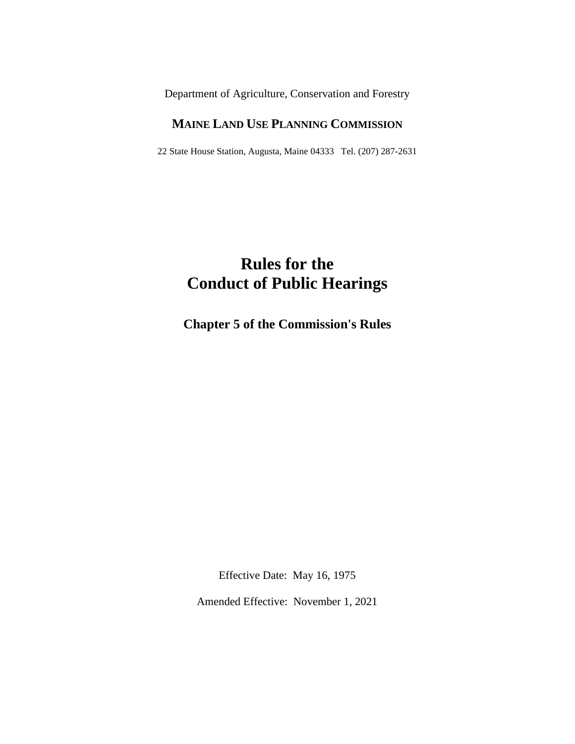Department of Agriculture, Conservation and Forestry

**MAINE LAND USE PLANNING COMMISSION**

22 State House Station, Augusta, Maine 04333 Tel. (207) 287-2631

# Rules for the Conduct of Public Hearings

## Chapter 5 of the Commission's Rules

Effective Date: May 16, 1975

Amended Effective: November 1, 2021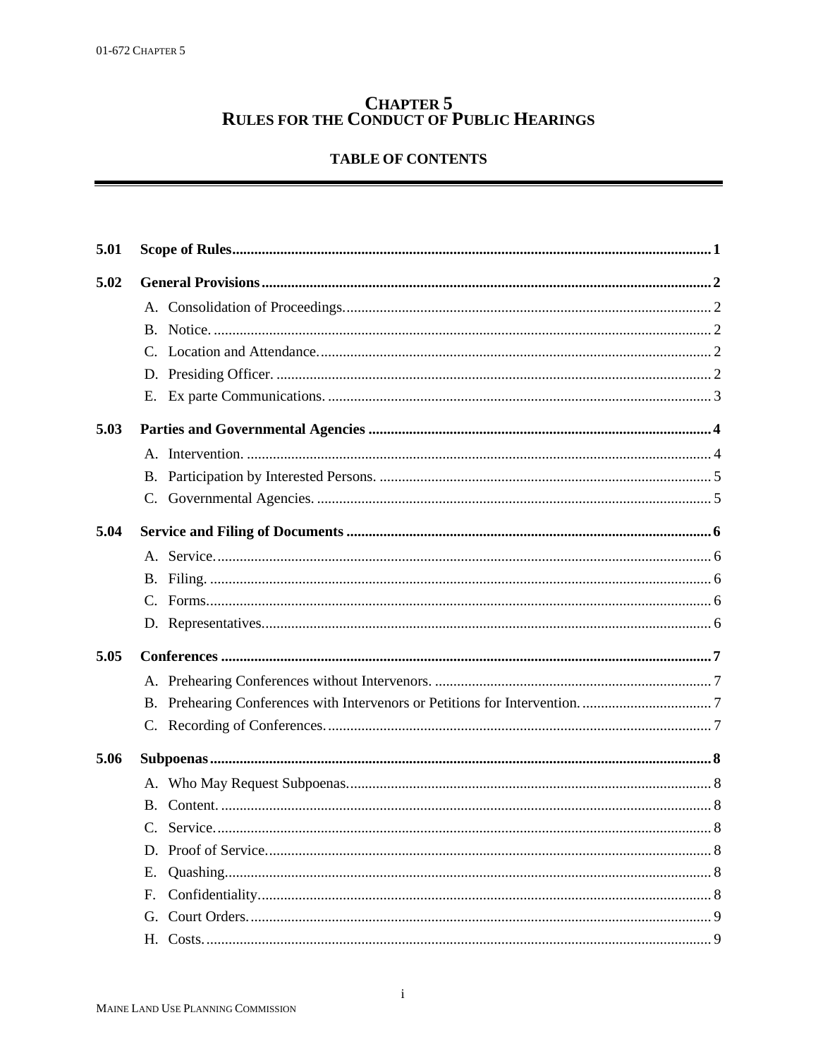# CHAPTER 5
# RULES FOR THE CONDUCT OF PUBLIC HEARINGS

## TABLE OF CONTENTS

**5.01 Scope of Rules** ..... **1**

**5.02 General Provisions** ..... **2**

- A. Consolidation of Proceedings. ..... 2
- B. Notice. ..... 2
- C. Location and Attendance. ..... 2
- D. Presiding Officer. ..... 2
- E. Ex parte Communications. ..... 3

**5.03 Parties and Governmental Agencies** ..... **4**

- A. Intervention. ..... 4
- B. Participation by Interested Persons. ..... 5
- C. Governmental Agencies. ..... 5

**5.04 Service and Filing of Documents** ..... **6**

- A. Service. ..... 6
- B. Filing. ..... 6
- C. Forms. ..... 6
- D. Representatives. ..... 6

**5.05 Conferences** ..... **7**

- A. Prehearing Conferences without Intervenors. ..... 7
- B. Prehearing Conferences with Intervenors or Petitions for Intervention. ..... 7
- C. Recording of Conferences. ..... 7

**5.06 Subpoenas** ..... **8**

- A. Who May Request Subpoenas. ..... 8
- B. Content. ..... 8
- C. Service. ..... 8
- D. Proof of Service. ..... 8
- E. Quashing. ..... 8
- F. Confidentiality. ..... 8
- G. Court Orders. ..... 9
- H. Costs. ..... 9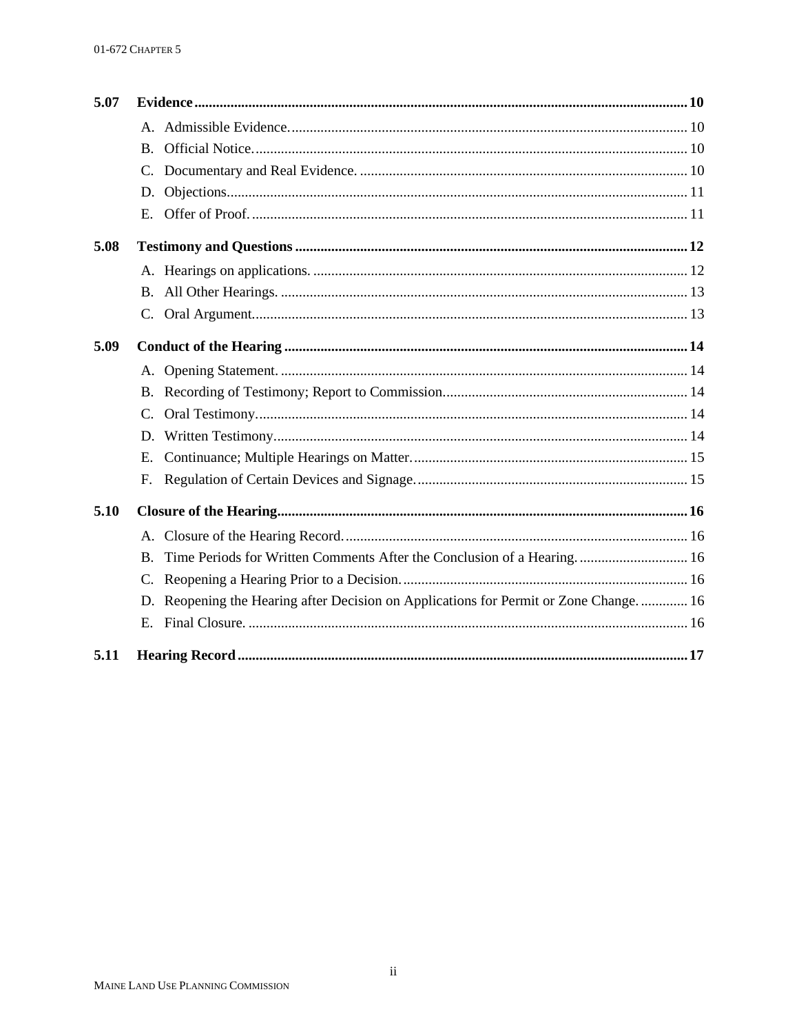**5.07 Evidence** ........ 10

- A. Admissible Evidence. ........ 10
- B. Official Notice. ........ 10
- C. Documentary and Real Evidence. ........ 10
- D. Objections. ........ 11
- E. Offer of Proof. ........ 11

**5.08 Testimony and Questions** ........ 12

- A. Hearings on applications. ........ 12
- B. All Other Hearings. ........ 13
- C. Oral Argument. ........ 13

**5.09 Conduct of the Hearing** ........ 14

- A. Opening Statement. ........ 14
- B. Recording of Testimony; Report to Commission. ........ 14
- C. Oral Testimony. ........ 14
- D. Written Testimony. ........ 14
- E. Continuance; Multiple Hearings on Matter. ........ 15
- F. Regulation of Certain Devices and Signage. ........ 15

**5.10 Closure of the Hearing** ........ 16

- A. Closure of the Hearing Record. ........ 16
- B. Time Periods for Written Comments After the Conclusion of a Hearing. ........ 16
- C. Reopening a Hearing Prior to a Decision. ........ 16
- D. Reopening the Hearing after Decision on Applications for Permit or Zone Change. ........ 16
- E. Final Closure. ........ 16

**5.11 Hearing Record** ........ 17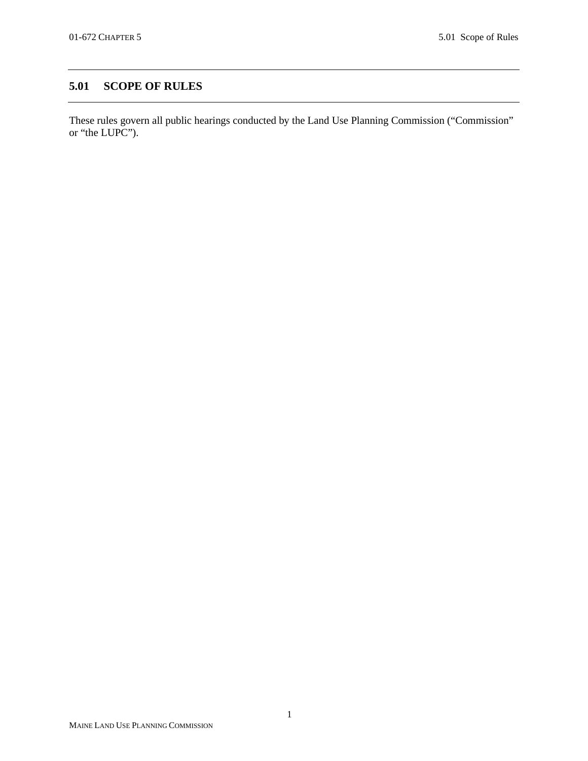## 5.01 SCOPE OF RULES

These rules govern all public hearings conducted by the Land Use Planning Commission ("Commission" or "the LUPC").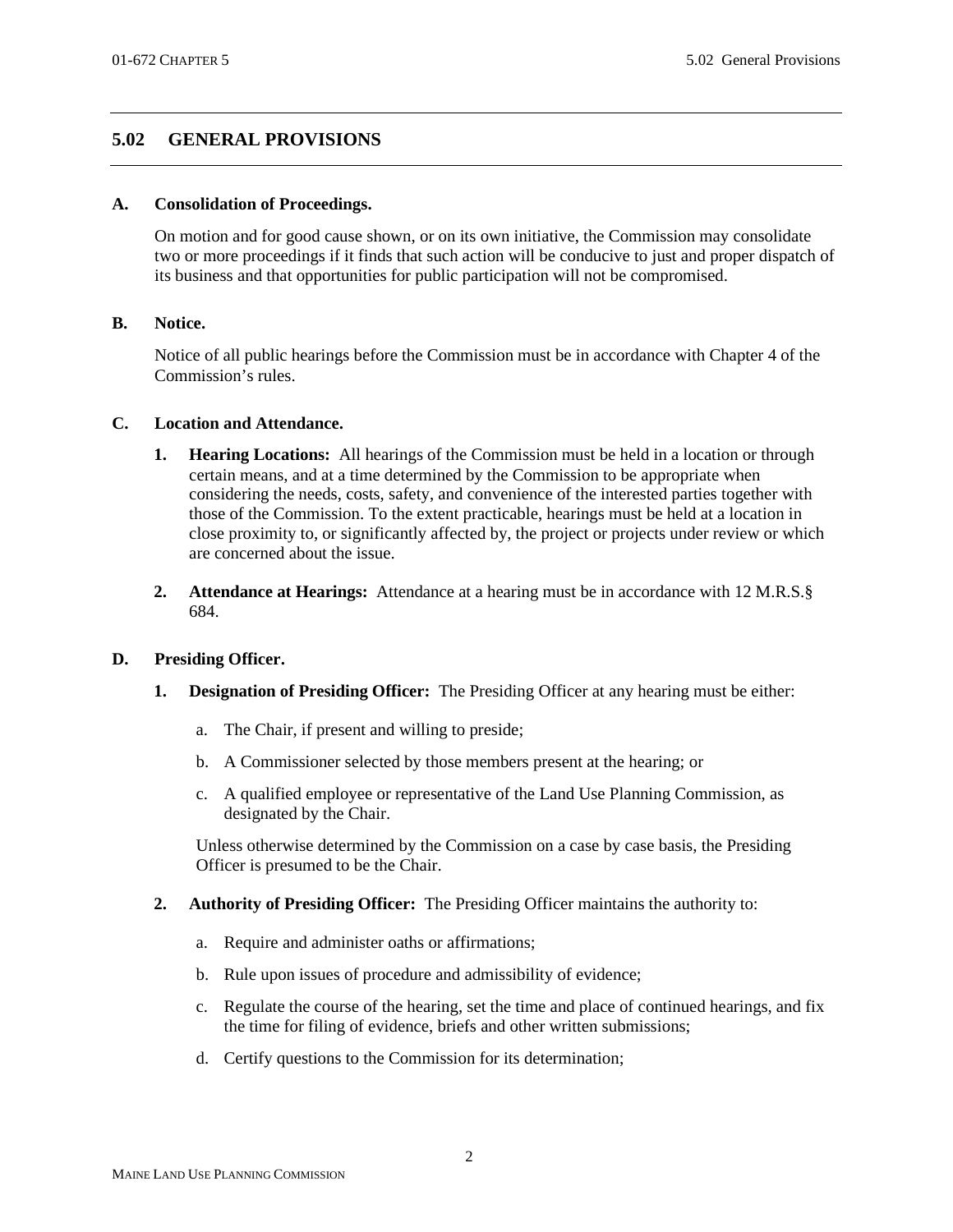## 5.02 GENERAL PROVISIONS

**A. Consolidation of Proceedings.**

On motion and for good cause shown, or on its own initiative, the Commission may consolidate two or more proceedings if it finds that such action will be conducive to just and proper dispatch of its business and that opportunities for public participation will not be compromised.

**B. Notice.**

Notice of all public hearings before the Commission must be in accordance with Chapter 4 of the Commission's rules.

**C. Location and Attendance.**

1. **Hearing Locations:** All hearings of the Commission must be held in a location or through certain means, and at a time determined by the Commission to be appropriate when considering the needs, costs, safety, and convenience of the interested parties together with those of the Commission. To the extent practicable, hearings must be held at a location in close proximity to, or significantly affected by, the project or projects under review or which are concerned about the issue.

2. **Attendance at Hearings:** Attendance at a hearing must be in accordance with 12 M.R.S.§ 684.

**D. Presiding Officer.**

1. **Designation of Presiding Officer:** The Presiding Officer at any hearing must be either:

   a. The Chair, if present and willing to preside;

   b. A Commissioner selected by those members present at the hearing; or

   c. A qualified employee or representative of the Land Use Planning Commission, as designated by the Chair.

   Unless otherwise determined by the Commission on a case by case basis, the Presiding Officer is presumed to be the Chair.

2. **Authority of Presiding Officer:** The Presiding Officer maintains the authority to:

   a. Require and administer oaths or affirmations;

   b. Rule upon issues of procedure and admissibility of evidence;

   c. Regulate the course of the hearing, set the time and place of continued hearings, and fix the time for filing of evidence, briefs and other written submissions;

   d. Certify questions to the Commission for its determination;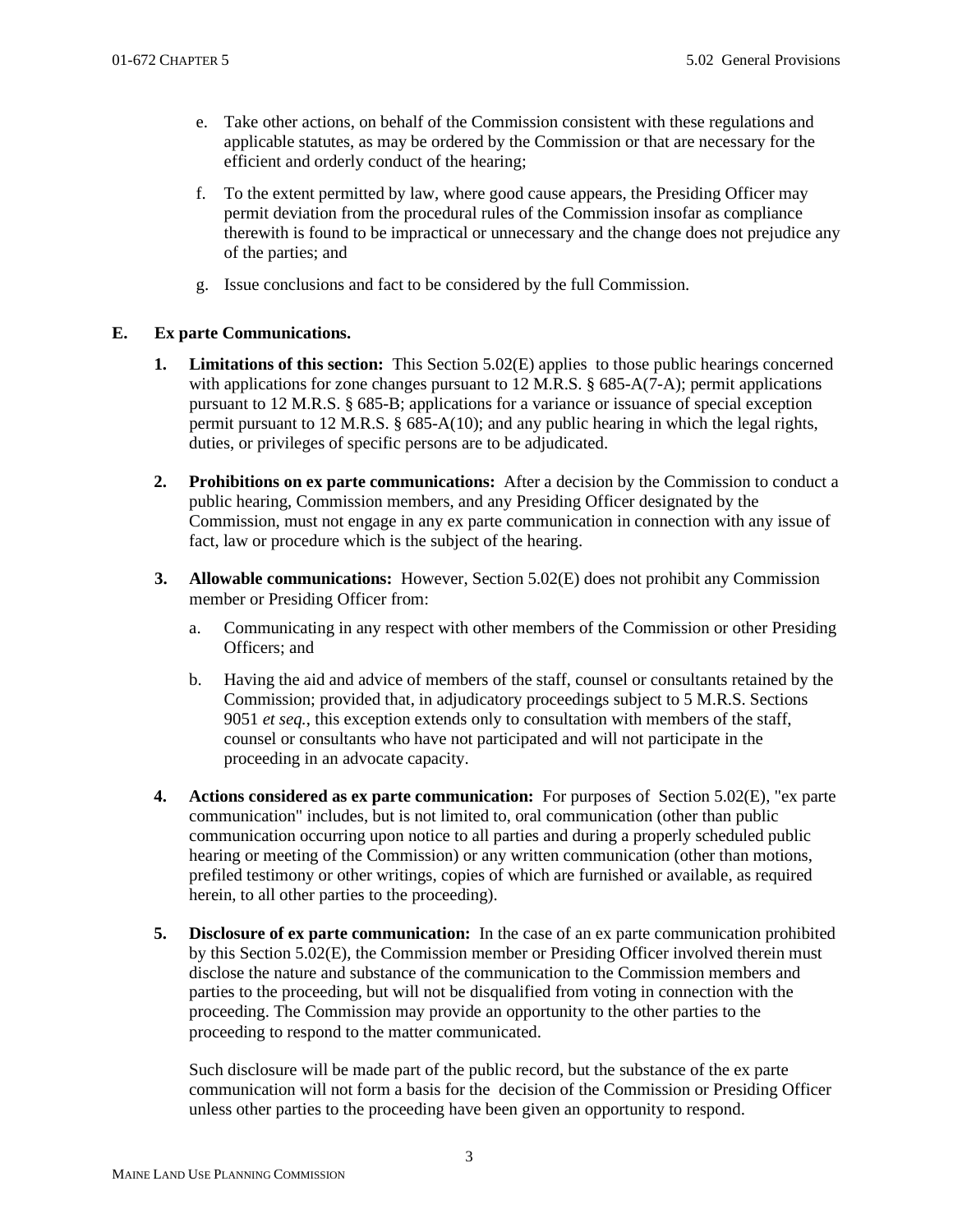e. Take other actions, on behalf of the Commission consistent with these regulations and applicable statutes, as may be ordered by the Commission or that are necessary for the efficient and orderly conduct of the hearing;

f. To the extent permitted by law, where good cause appears, the Presiding Officer may permit deviation from the procedural rules of the Commission insofar as compliance therewith is found to be impractical or unnecessary and the change does not prejudice any of the parties; and

g. Issue conclusions and fact to be considered by the full Commission.

**E. Ex parte Communications.**

**1. Limitations of this section:** This Section 5.02(E) applies to those public hearings concerned with applications for zone changes pursuant to 12 M.R.S. § 685-A(7-A); permit applications pursuant to 12 M.R.S. § 685-B; applications for a variance or issuance of special exception permit pursuant to 12 M.R.S. § 685-A(10); and any public hearing in which the legal rights, duties, or privileges of specific persons are to be adjudicated.

**2. Prohibitions on ex parte communications:** After a decision by the Commission to conduct a public hearing, Commission members, and any Presiding Officer designated by the Commission, must not engage in any ex parte communication in connection with any issue of fact, law or procedure which is the subject of the hearing.

**3. Allowable communications:** However, Section 5.02(E) does not prohibit any Commission member or Presiding Officer from:

a. Communicating in any respect with other members of the Commission or other Presiding Officers; and

b. Having the aid and advice of members of the staff, counsel or consultants retained by the Commission; provided that, in adjudicatory proceedings subject to 5 M.R.S. Sections 9051 *et seq.*, this exception extends only to consultation with members of the staff, counsel or consultants who have not participated and will not participate in the proceeding in an advocate capacity.

**4. Actions considered as ex parte communication:** For purposes of Section 5.02(E), "ex parte communication" includes, but is not limited to, oral communication (other than public communication occurring upon notice to all parties and during a properly scheduled public hearing or meeting of the Commission) or any written communication (other than motions, prefiled testimony or other writings, copies of which are furnished or available, as required herein, to all other parties to the proceeding).

**5. Disclosure of ex parte communication:** In the case of an ex parte communication prohibited by this Section 5.02(E), the Commission member or Presiding Officer involved therein must disclose the nature and substance of the communication to the Commission members and parties to the proceeding, but will not be disqualified from voting in connection with the proceeding. The Commission may provide an opportunity to the other parties to the proceeding to respond to the matter communicated.

Such disclosure will be made part of the public record, but the substance of the ex parte communication will not form a basis for the decision of the Commission or Presiding Officer unless other parties to the proceeding have been given an opportunity to respond.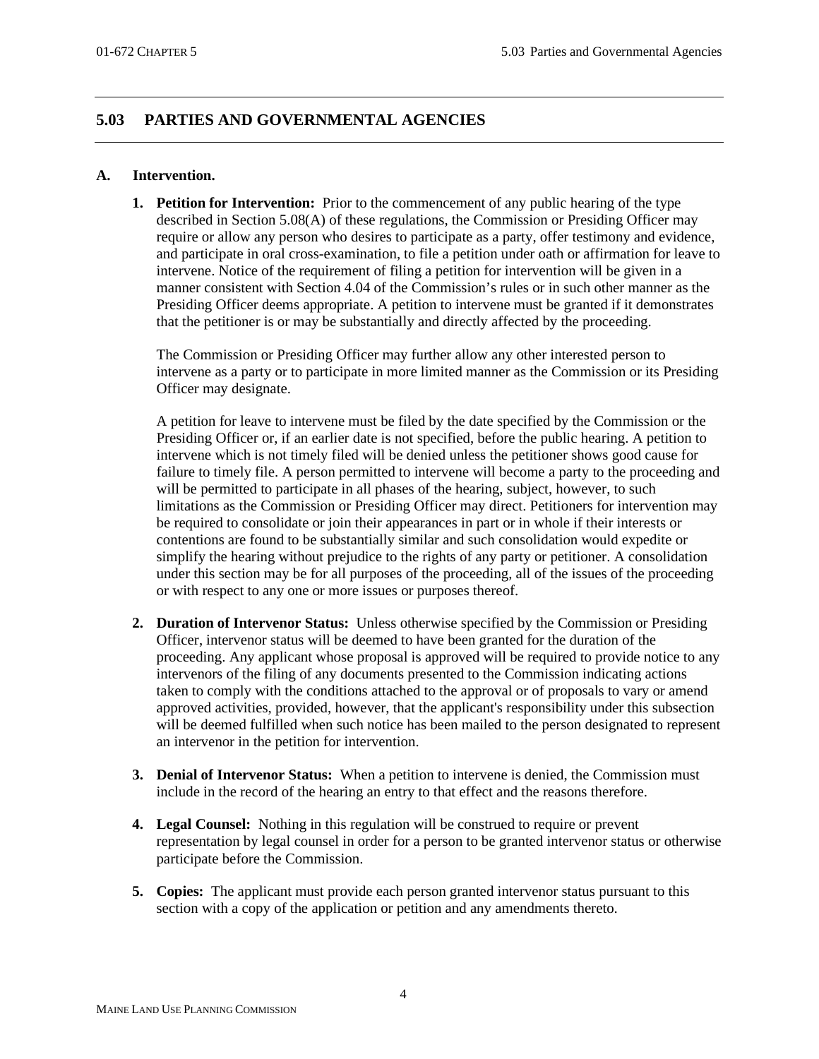## 5.03 PARTIES AND GOVERNMENTAL AGENCIES

### A. Intervention.

1. **Petition for Intervention:** Prior to the commencement of any public hearing of the type described in Section 5.08(A) of these regulations, the Commission or Presiding Officer may require or allow any person who desires to participate as a party, offer testimony and evidence, and participate in oral cross-examination, to file a petition under oath or affirmation for leave to intervene. Notice of the requirement of filing a petition for intervention will be given in a manner consistent with Section 4.04 of the Commission's rules or in such other manner as the Presiding Officer deems appropriate. A petition to intervene must be granted if it demonstrates that the petitioner is or may be substantially and directly affected by the proceeding.

   The Commission or Presiding Officer may further allow any other interested person to intervene as a party or to participate in more limited manner as the Commission or its Presiding Officer may designate.

   A petition for leave to intervene must be filed by the date specified by the Commission or the Presiding Officer or, if an earlier date is not specified, before the public hearing. A petition to intervene which is not timely filed will be denied unless the petitioner shows good cause for failure to timely file. A person permitted to intervene will become a party to the proceeding and will be permitted to participate in all phases of the hearing, subject, however, to such limitations as the Commission or Presiding Officer may direct. Petitioners for intervention may be required to consolidate or join their appearances in part or in whole if their interests or contentions are found to be substantially similar and such consolidation would expedite or simplify the hearing without prejudice to the rights of any party or petitioner. A consolidation under this section may be for all purposes of the proceeding, all of the issues of the proceeding or with respect to any one or more issues or purposes thereof.

2. **Duration of Intervenor Status:** Unless otherwise specified by the Commission or Presiding Officer, intervenor status will be deemed to have been granted for the duration of the proceeding. Any applicant whose proposal is approved will be required to provide notice to any intervenors of the filing of any documents presented to the Commission indicating actions taken to comply with the conditions attached to the approval or of proposals to vary or amend approved activities, provided, however, that the applicant's responsibility under this subsection will be deemed fulfilled when such notice has been mailed to the person designated to represent an intervenor in the petition for intervention.

3. **Denial of Intervenor Status:** When a petition to intervene is denied, the Commission must include in the record of the hearing an entry to that effect and the reasons therefore.

4. **Legal Counsel:** Nothing in this regulation will be construed to require or prevent representation by legal counsel in order for a person to be granted intervenor status or otherwise participate before the Commission.

5. **Copies:** The applicant must provide each person granted intervenor status pursuant to this section with a copy of the application or petition and any amendments thereto.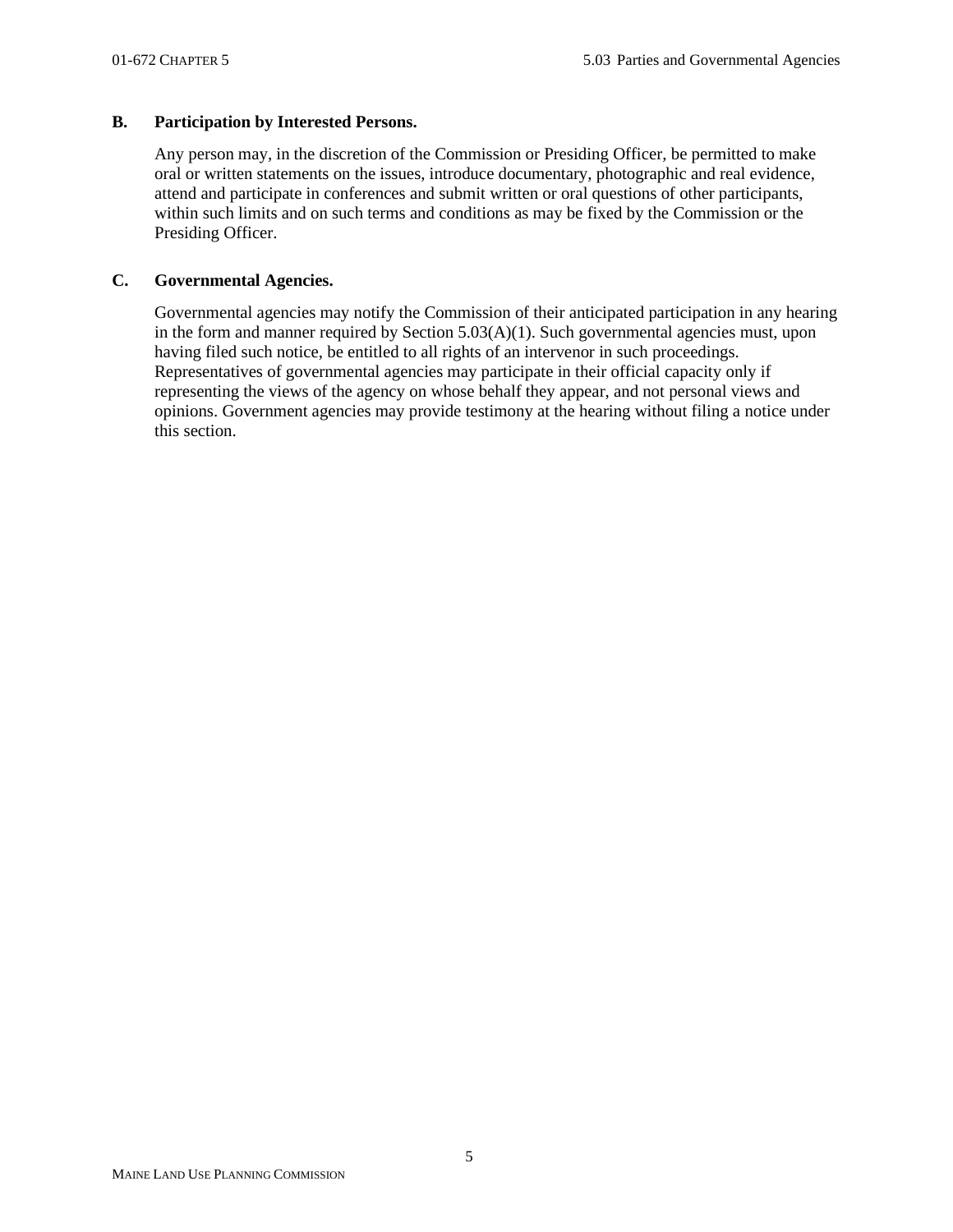### B. Participation by Interested Persons.

Any person may, in the discretion of the Commission or Presiding Officer, be permitted to make oral or written statements on the issues, introduce documentary, photographic and real evidence, attend and participate in conferences and submit written or oral questions of other participants, within such limits and on such terms and conditions as may be fixed by the Commission or the Presiding Officer.

### C. Governmental Agencies.

Governmental agencies may notify the Commission of their anticipated participation in any hearing in the form and manner required by Section 5.03(A)(1). Such governmental agencies must, upon having filed such notice, be entitled to all rights of an intervenor in such proceedings. Representatives of governmental agencies may participate in their official capacity only if representing the views of the agency on whose behalf they appear, and not personal views and opinions. Government agencies may provide testimony at the hearing without filing a notice under this section.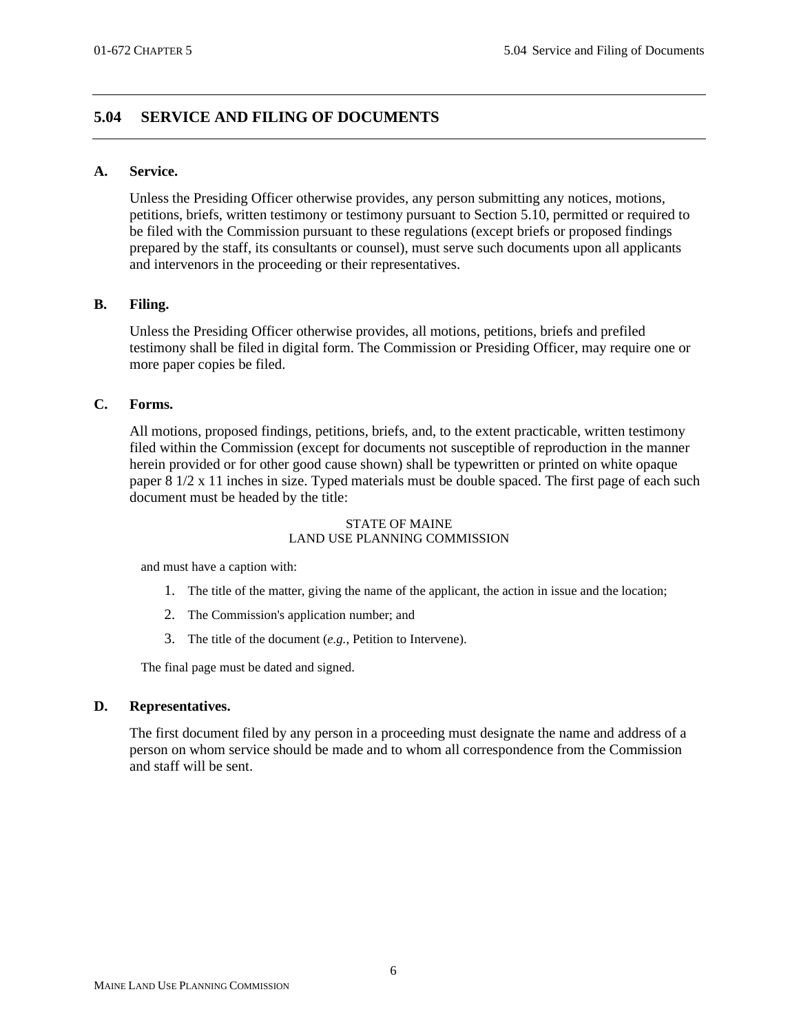## 5.04 SERVICE AND FILING OF DOCUMENTS

### A. Service.

Unless the Presiding Officer otherwise provides, any person submitting any notices, motions, petitions, briefs, written testimony or testimony pursuant to Section 5.10, permitted or required to be filed with the Commission pursuant to these regulations (except briefs or proposed findings prepared by the staff, its consultants or counsel), must serve such documents upon all applicants and intervenors in the proceeding or their representatives.

### B. Filing.

Unless the Presiding Officer otherwise provides, all motions, petitions, briefs and prefiled testimony shall be filed in digital form. The Commission or Presiding Officer, may require one or more paper copies be filed.

### C. Forms.

All motions, proposed findings, petitions, briefs, and, to the extent practicable, written testimony filed within the Commission (except for documents not susceptible of reproduction in the manner herein provided or for other good cause shown) shall be typewritten or printed on white opaque paper 8 1/2 x 11 inches in size. Typed materials must be double spaced. The first page of each such document must be headed by the title:

STATE OF MAINE
LAND USE PLANNING COMMISSION

and must have a caption with:

1. The title of the matter, giving the name of the applicant, the action in issue and the location;
2. The Commission's application number; and
3. The title of the document (*e.g.*, Petition to Intervene).

The final page must be dated and signed.

### D. Representatives.

The first document filed by any person in a proceeding must designate the name and address of a person on whom service should be made and to whom all correspondence from the Commission and staff will be sent.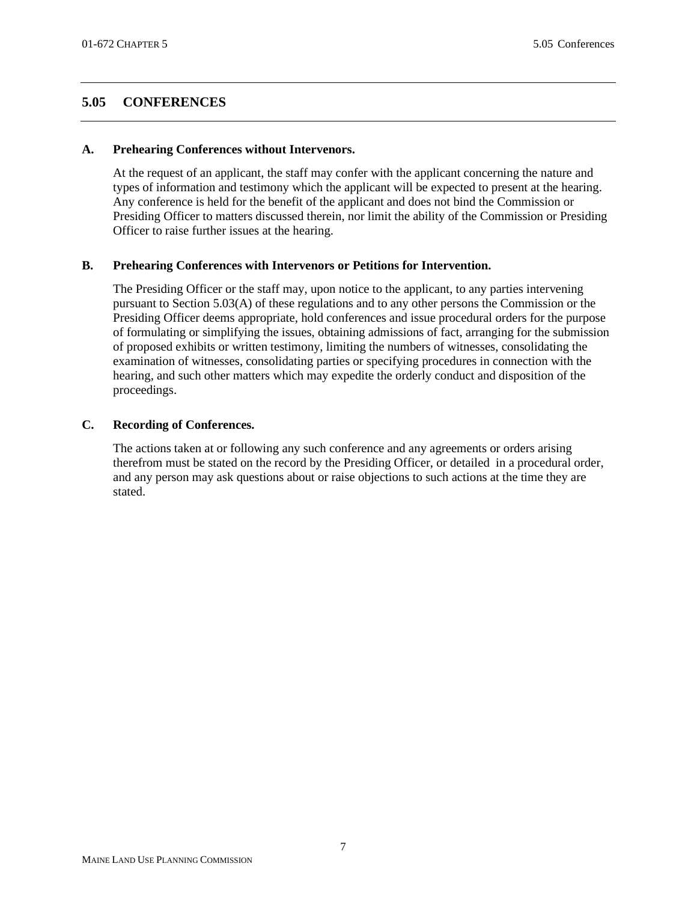## 5.05 CONFERENCES

### A. Prehearing Conferences without Intervenors.

At the request of an applicant, the staff may confer with the applicant concerning the nature and types of information and testimony which the applicant will be expected to present at the hearing. Any conference is held for the benefit of the applicant and does not bind the Commission or Presiding Officer to matters discussed therein, nor limit the ability of the Commission or Presiding Officer to raise further issues at the hearing.

### B. Prehearing Conferences with Intervenors or Petitions for Intervention.

The Presiding Officer or the staff may, upon notice to the applicant, to any parties intervening pursuant to Section 5.03(A) of these regulations and to any other persons the Commission or the Presiding Officer deems appropriate, hold conferences and issue procedural orders for the purpose of formulating or simplifying the issues, obtaining admissions of fact, arranging for the submission of proposed exhibits or written testimony, limiting the numbers of witnesses, consolidating the examination of witnesses, consolidating parties or specifying procedures in connection with the hearing, and such other matters which may expedite the orderly conduct and disposition of the proceedings.

### C. Recording of Conferences.

The actions taken at or following any such conference and any agreements or orders arising therefrom must be stated on the record by the Presiding Officer, or detailed in a procedural order, and any person may ask questions about or raise objections to such actions at the time they are stated.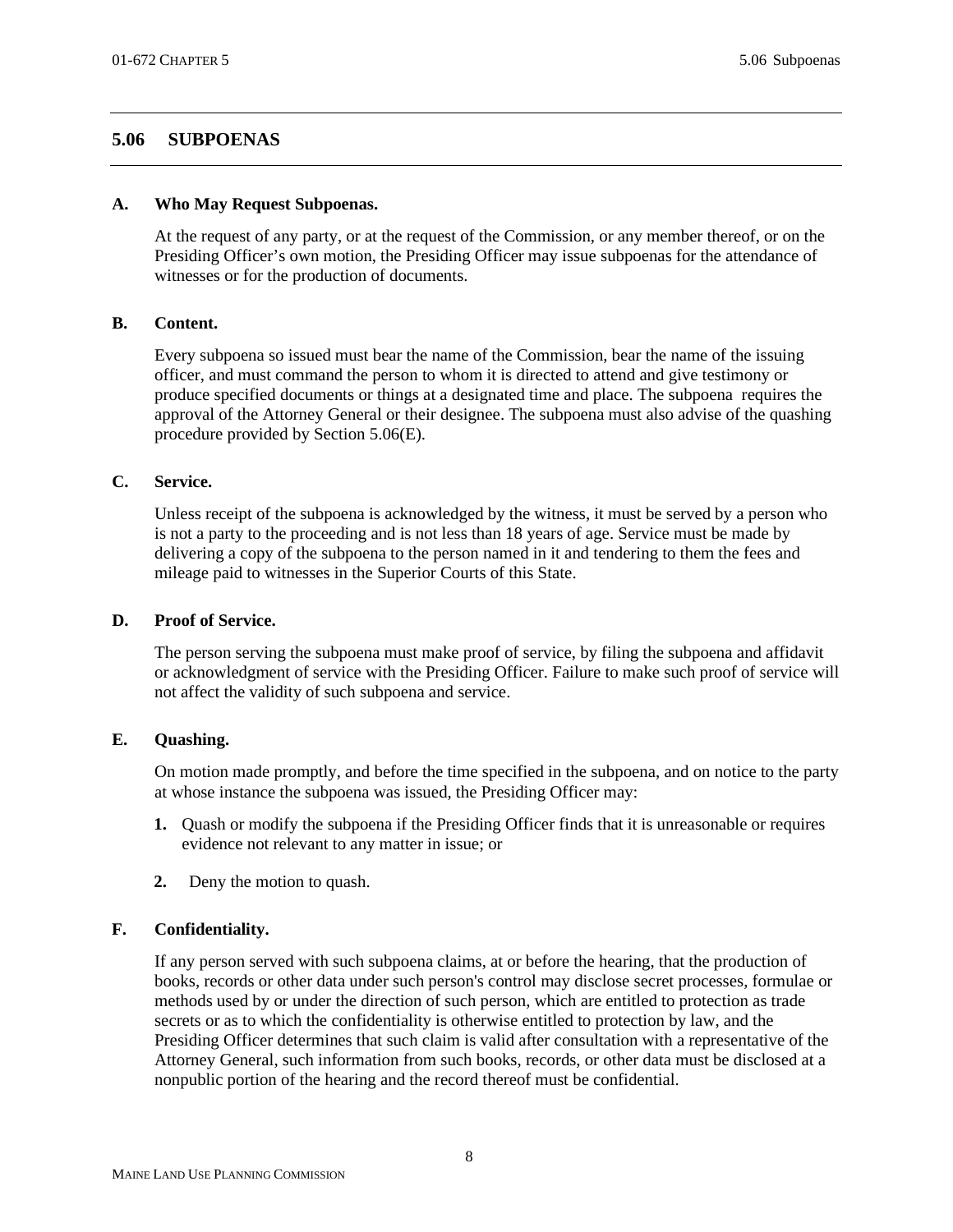## 5.06 SUBPOENAS

### A. Who May Request Subpoenas.

At the request of any party, or at the request of the Commission, or any member thereof, or on the Presiding Officer's own motion, the Presiding Officer may issue subpoenas for the attendance of witnesses or for the production of documents.

### B. Content.

Every subpoena so issued must bear the name of the Commission, bear the name of the issuing officer, and must command the person to whom it is directed to attend and give testimony or produce specified documents or things at a designated time and place. The subpoena requires the approval of the Attorney General or their designee. The subpoena must also advise of the quashing procedure provided by Section 5.06(E).

### C. Service.

Unless receipt of the subpoena is acknowledged by the witness, it must be served by a person who is not a party to the proceeding and is not less than 18 years of age. Service must be made by delivering a copy of the subpoena to the person named in it and tendering to them the fees and mileage paid to witnesses in the Superior Courts of this State.

### D. Proof of Service.

The person serving the subpoena must make proof of service, by filing the subpoena and affidavit or acknowledgment of service with the Presiding Officer. Failure to make such proof of service will not affect the validity of such subpoena and service.

### E. Quashing.

On motion made promptly, and before the time specified in the subpoena, and on notice to the party at whose instance the subpoena was issued, the Presiding Officer may:

1. Quash or modify the subpoena if the Presiding Officer finds that it is unreasonable or requires evidence not relevant to any matter in issue; or
2. Deny the motion to quash.

### F. Confidentiality.

If any person served with such subpoena claims, at or before the hearing, that the production of books, records or other data under such person's control may disclose secret processes, formulae or methods used by or under the direction of such person, which are entitled to protection as trade secrets or as to which the confidentiality is otherwise entitled to protection by law, and the Presiding Officer determines that such claim is valid after consultation with a representative of the Attorney General, such information from such books, records, or other data must be disclosed at a nonpublic portion of the hearing and the record thereof must be confidential.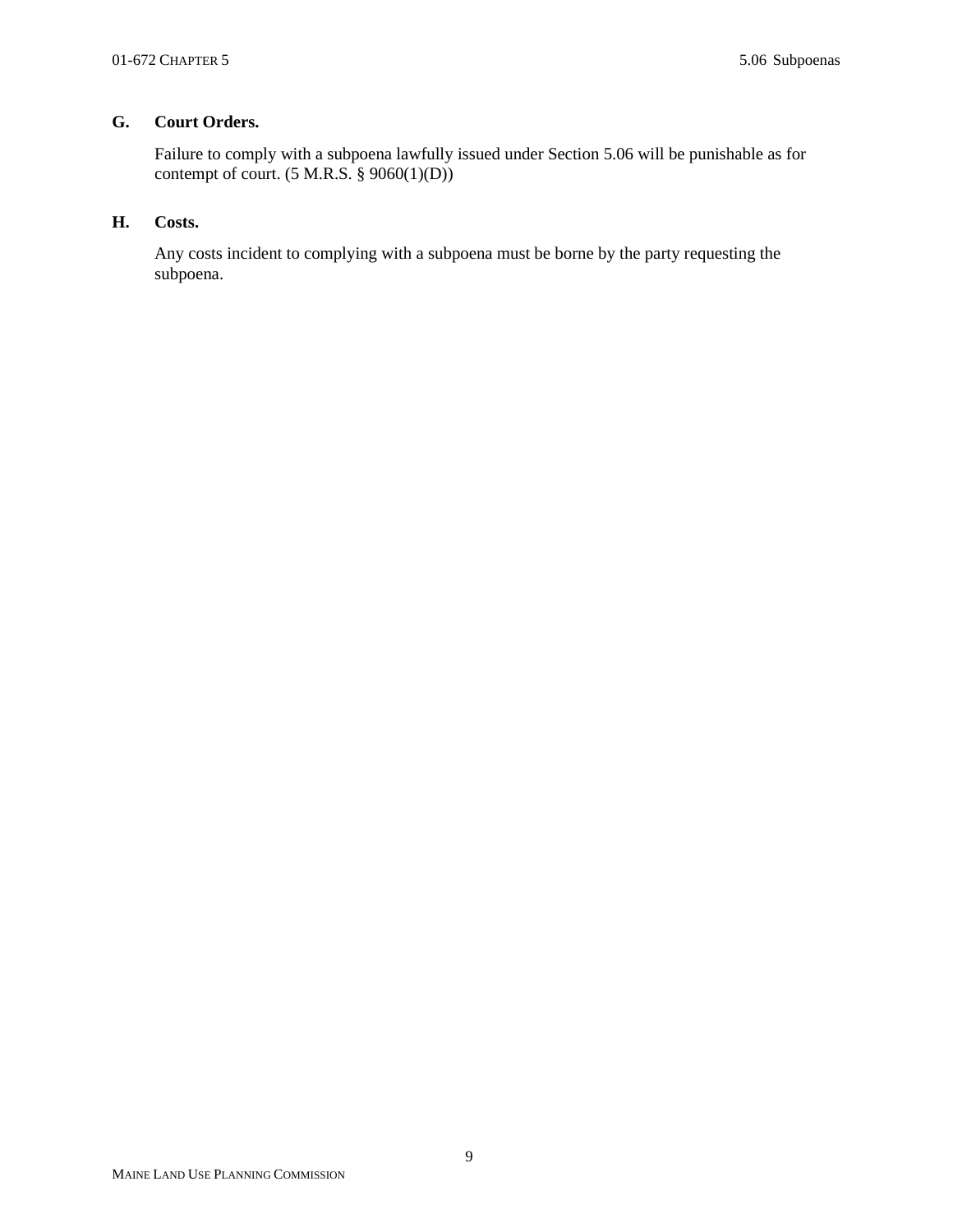**G. Court Orders.**

Failure to comply with a subpoena lawfully issued under Section 5.06 will be punishable as for contempt of court. (5 M.R.S. § 9060(1)(D))

**H. Costs.**

Any costs incident to complying with a subpoena must be borne by the party requesting the subpoena.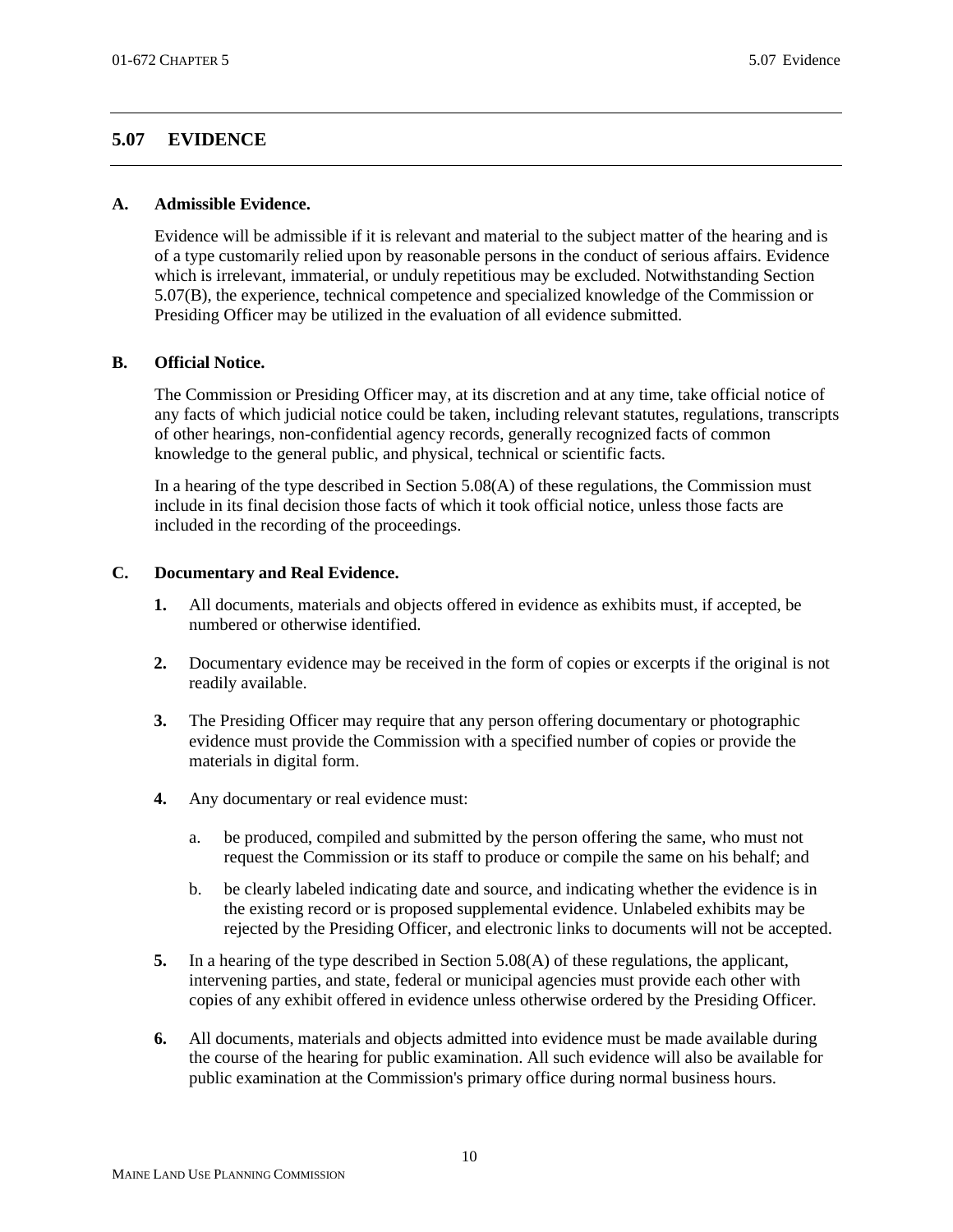## 5.07 EVIDENCE

### A. Admissible Evidence.

Evidence will be admissible if it is relevant and material to the subject matter of the hearing and is of a type customarily relied upon by reasonable persons in the conduct of serious affairs. Evidence which is irrelevant, immaterial, or unduly repetitious may be excluded. Notwithstanding Section 5.07(B), the experience, technical competence and specialized knowledge of the Commission or Presiding Officer may be utilized in the evaluation of all evidence submitted.

### B. Official Notice.

The Commission or Presiding Officer may, at its discretion and at any time, take official notice of any facts of which judicial notice could be taken, including relevant statutes, regulations, transcripts of other hearings, non-confidential agency records, generally recognized facts of common knowledge to the general public, and physical, technical or scientific facts.

In a hearing of the type described in Section 5.08(A) of these regulations, the Commission must include in its final decision those facts of which it took official notice, unless those facts are included in the recording of the proceedings.

### C. Documentary and Real Evidence.

**1.** All documents, materials and objects offered in evidence as exhibits must, if accepted, be numbered or otherwise identified.

**2.** Documentary evidence may be received in the form of copies or excerpts if the original is not readily available.

**3.** The Presiding Officer may require that any person offering documentary or photographic evidence must provide the Commission with a specified number of copies or provide the materials in digital form.

**4.** Any documentary or real evidence must:

a. be produced, compiled and submitted by the person offering the same, who must not request the Commission or its staff to produce or compile the same on his behalf; and

b. be clearly labeled indicating date and source, and indicating whether the evidence is in the existing record or is proposed supplemental evidence. Unlabeled exhibits may be rejected by the Presiding Officer, and electronic links to documents will not be accepted.

**5.** In a hearing of the type described in Section 5.08(A) of these regulations, the applicant, intervening parties, and state, federal or municipal agencies must provide each other with copies of any exhibit offered in evidence unless otherwise ordered by the Presiding Officer.

**6.** All documents, materials and objects admitted into evidence must be made available during the course of the hearing for public examination. All such evidence will also be available for public examination at the Commission's primary office during normal business hours.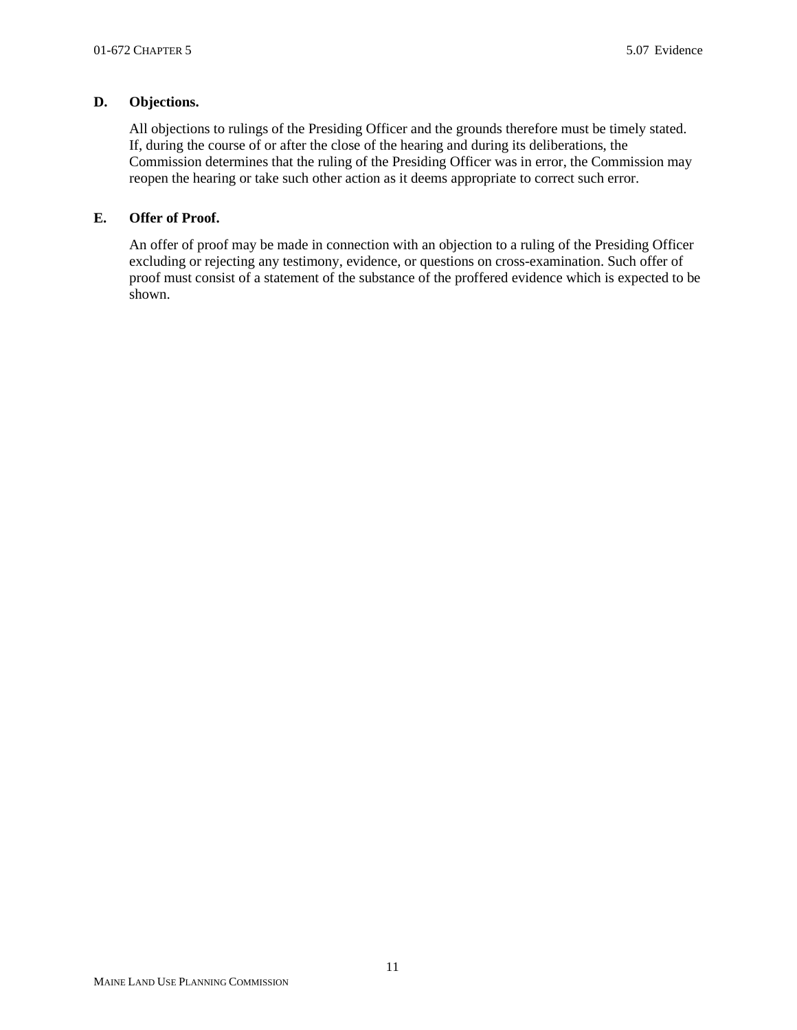**D. Objections.**

All objections to rulings of the Presiding Officer and the grounds therefore must be timely stated. If, during the course of or after the close of the hearing and during its deliberations, the Commission determines that the ruling of the Presiding Officer was in error, the Commission may reopen the hearing or take such other action as it deems appropriate to correct such error.

**E. Offer of Proof.**

An offer of proof may be made in connection with an objection to a ruling of the Presiding Officer excluding or rejecting any testimony, evidence, or questions on cross-examination. Such offer of proof must consist of a statement of the substance of the proffered evidence which is expected to be shown.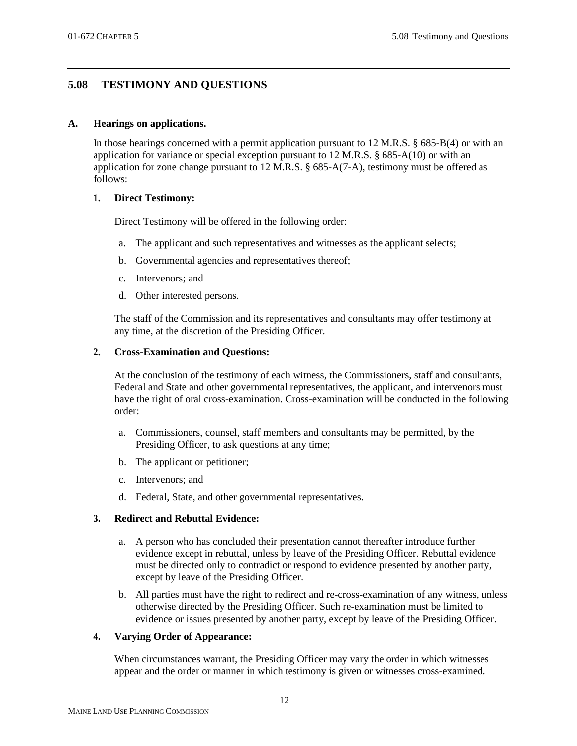## 5.08 TESTIMONY AND QUESTIONS

**A. Hearings on applications.**

In those hearings concerned with a permit application pursuant to 12 M.R.S. § 685-B(4) or with an application for variance or special exception pursuant to 12 M.R.S. § 685-A(10) or with an application for zone change pursuant to 12 M.R.S. § 685-A(7-A), testimony must be offered as follows:

**1. Direct Testimony:**

Direct Testimony will be offered in the following order:

a. The applicant and such representatives and witnesses as the applicant selects;

b. Governmental agencies and representatives thereof;

c. Intervenors; and

d. Other interested persons.

The staff of the Commission and its representatives and consultants may offer testimony at any time, at the discretion of the Presiding Officer.

**2. Cross-Examination and Questions:**

At the conclusion of the testimony of each witness, the Commissioners, staff and consultants, Federal and State and other governmental representatives, the applicant, and intervenors must have the right of oral cross-examination. Cross-examination will be conducted in the following order:

a. Commissioners, counsel, staff members and consultants may be permitted, by the Presiding Officer, to ask questions at any time;

b. The applicant or petitioner;

c. Intervenors; and

d. Federal, State, and other governmental representatives.

**3. Redirect and Rebuttal Evidence:**

a. A person who has concluded their presentation cannot thereafter introduce further evidence except in rebuttal, unless by leave of the Presiding Officer. Rebuttal evidence must be directed only to contradict or respond to evidence presented by another party, except by leave of the Presiding Officer.

b. All parties must have the right to redirect and re-cross-examination of any witness, unless otherwise directed by the Presiding Officer. Such re-examination must be limited to evidence or issues presented by another party, except by leave of the Presiding Officer.

**4. Varying Order of Appearance:**

When circumstances warrant, the Presiding Officer may vary the order in which witnesses appear and the order or manner in which testimony is given or witnesses cross-examined.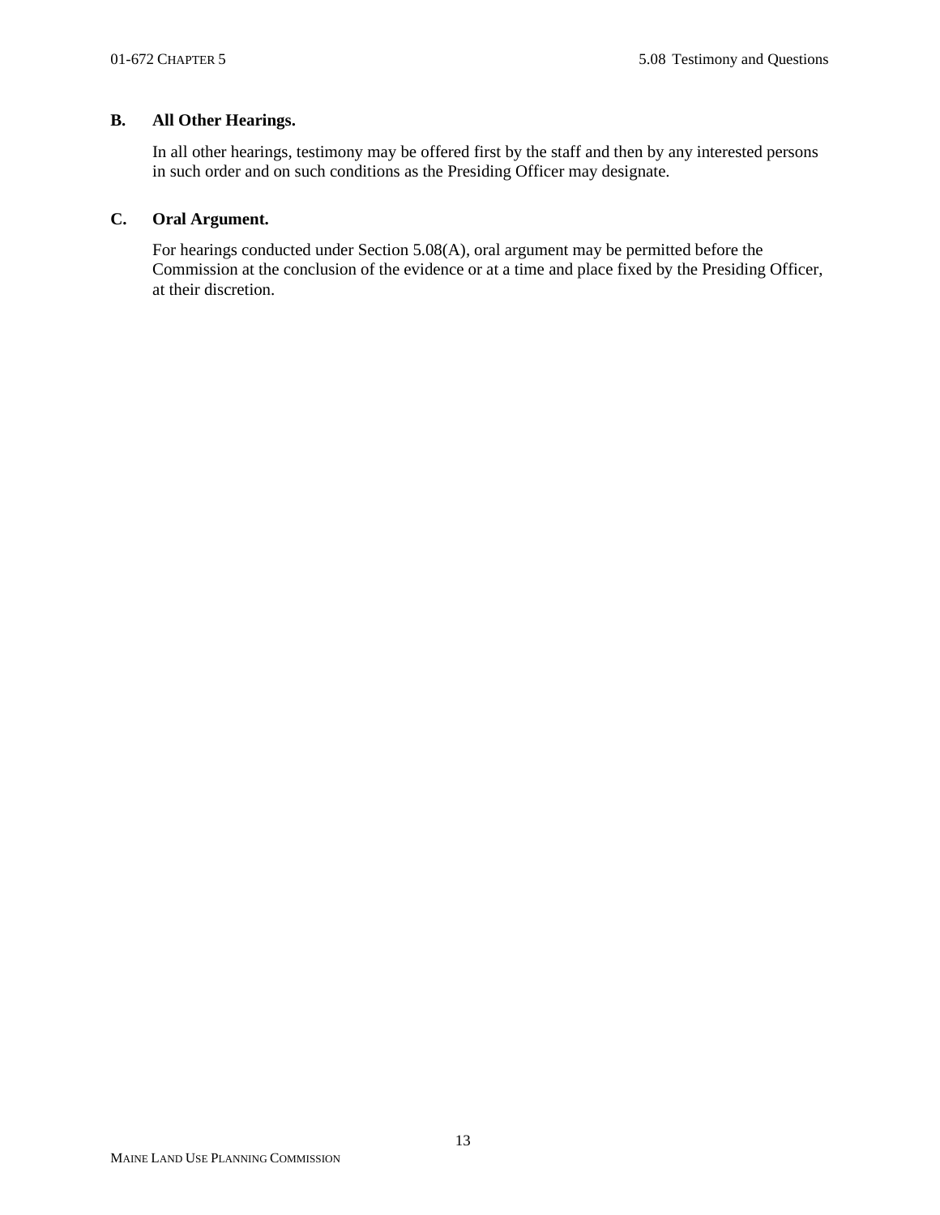### B. All Other Hearings.

In all other hearings, testimony may be offered first by the staff and then by any interested persons in such order and on such conditions as the Presiding Officer may designate.

### C. Oral Argument.

For hearings conducted under Section 5.08(A), oral argument may be permitted before the Commission at the conclusion of the evidence or at a time and place fixed by the Presiding Officer, at their discretion.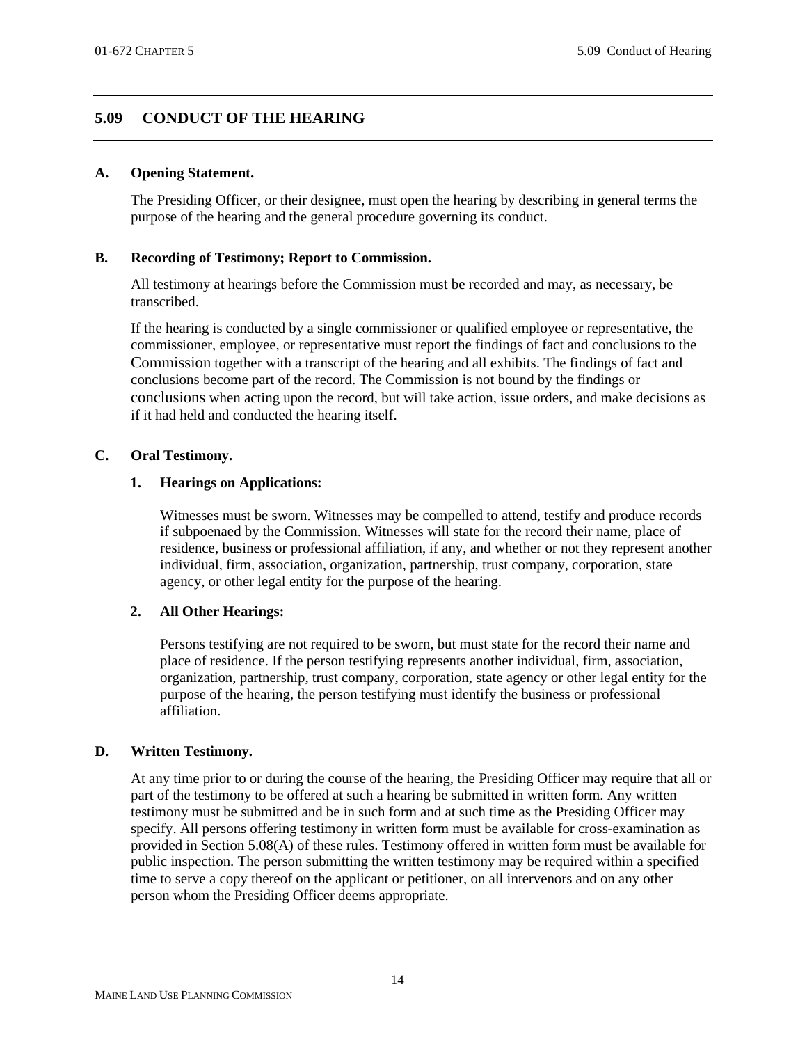## 5.09 CONDUCT OF THE HEARING

### A. Opening Statement.

The Presiding Officer, or their designee, must open the hearing by describing in general terms the purpose of the hearing and the general procedure governing its conduct.

### B. Recording of Testimony; Report to Commission.

All testimony at hearings before the Commission must be recorded and may, as necessary, be transcribed.

If the hearing is conducted by a single commissioner or qualified employee or representative, the commissioner, employee, or representative must report the findings of fact and conclusions to the Commission together with a transcript of the hearing and all exhibits. The findings of fact and conclusions become part of the record. The Commission is not bound by the findings or conclusions when acting upon the record, but will take action, issue orders, and make decisions as if it had held and conducted the hearing itself.

### C. Oral Testimony.

#### 1. Hearings on Applications:

Witnesses must be sworn. Witnesses may be compelled to attend, testify and produce records if subpoenaed by the Commission. Witnesses will state for the record their name, place of residence, business or professional affiliation, if any, and whether or not they represent another individual, firm, association, organization, partnership, trust company, corporation, state agency, or other legal entity for the purpose of the hearing.

#### 2. All Other Hearings:

Persons testifying are not required to be sworn, but must state for the record their name and place of residence. If the person testifying represents another individual, firm, association, organization, partnership, trust company, corporation, state agency or other legal entity for the purpose of the hearing, the person testifying must identify the business or professional affiliation.

### D. Written Testimony.

At any time prior to or during the course of the hearing, the Presiding Officer may require that all or part of the testimony to be offered at such a hearing be submitted in written form. Any written testimony must be submitted and be in such form and at such time as the Presiding Officer may specify. All persons offering testimony in written form must be available for cross-examination as provided in Section 5.08(A) of these rules. Testimony offered in written form must be available for public inspection. The person submitting the written testimony may be required within a specified time to serve a copy thereof on the applicant or petitioner, on all intervenors and on any other person whom the Presiding Officer deems appropriate.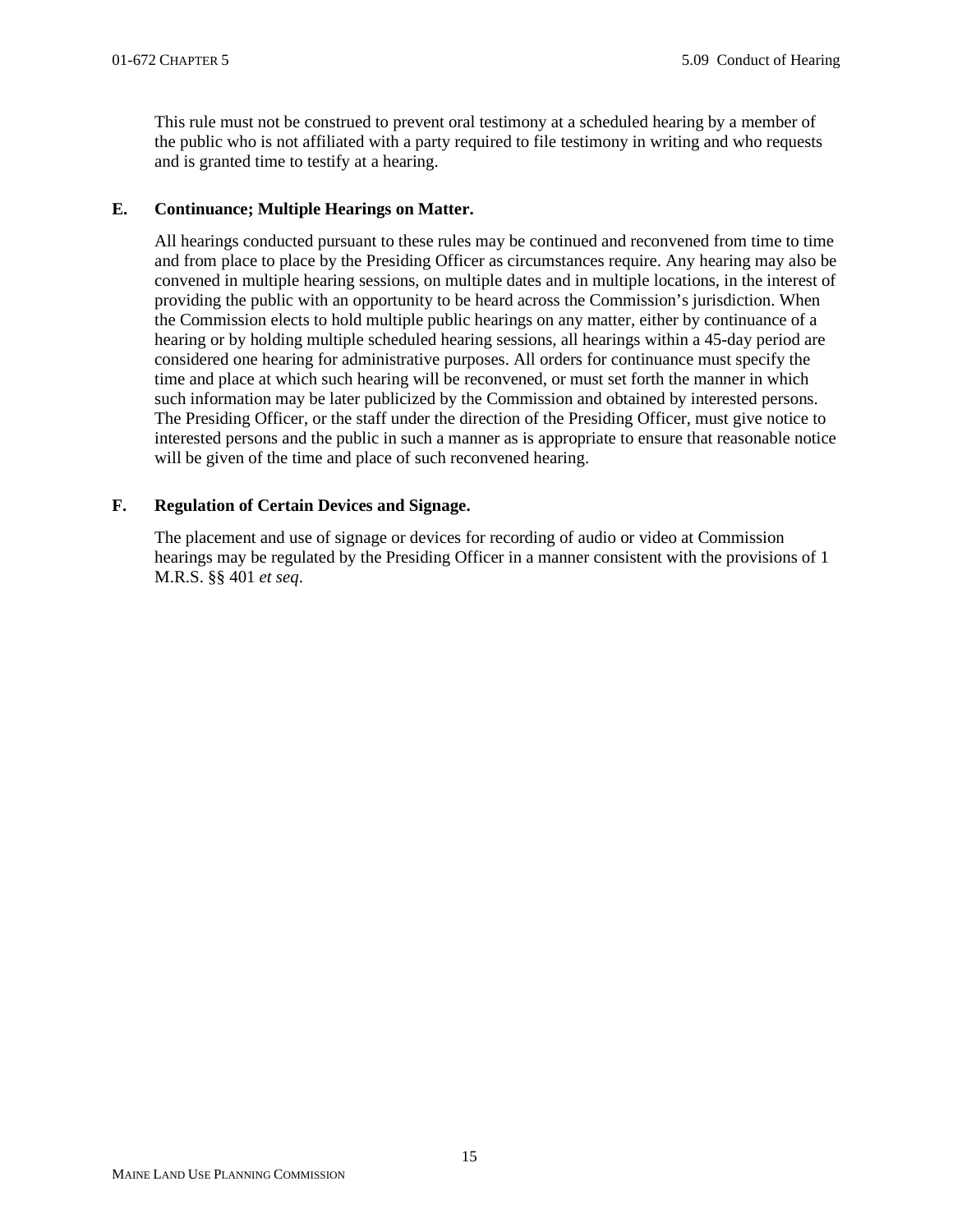This rule must not be construed to prevent oral testimony at a scheduled hearing by a member of the public who is not affiliated with a party required to file testimony in writing and who requests and is granted time to testify at a hearing.

**E. Continuance; Multiple Hearings on Matter.**

All hearings conducted pursuant to these rules may be continued and reconvened from time to time and from place to place by the Presiding Officer as circumstances require. Any hearing may also be convened in multiple hearing sessions, on multiple dates and in multiple locations, in the interest of providing the public with an opportunity to be heard across the Commission's jurisdiction. When the Commission elects to hold multiple public hearings on any matter, either by continuance of a hearing or by holding multiple scheduled hearing sessions, all hearings within a 45-day period are considered one hearing for administrative purposes. All orders for continuance must specify the time and place at which such hearing will be reconvened, or must set forth the manner in which such information may be later publicized by the Commission and obtained by interested persons. The Presiding Officer, or the staff under the direction of the Presiding Officer, must give notice to interested persons and the public in such a manner as is appropriate to ensure that reasonable notice will be given of the time and place of such reconvened hearing.

**F. Regulation of Certain Devices and Signage.**

The placement and use of signage or devices for recording of audio or video at Commission hearings may be regulated by the Presiding Officer in a manner consistent with the provisions of 1 M.R.S. §§ 401 *et seq*.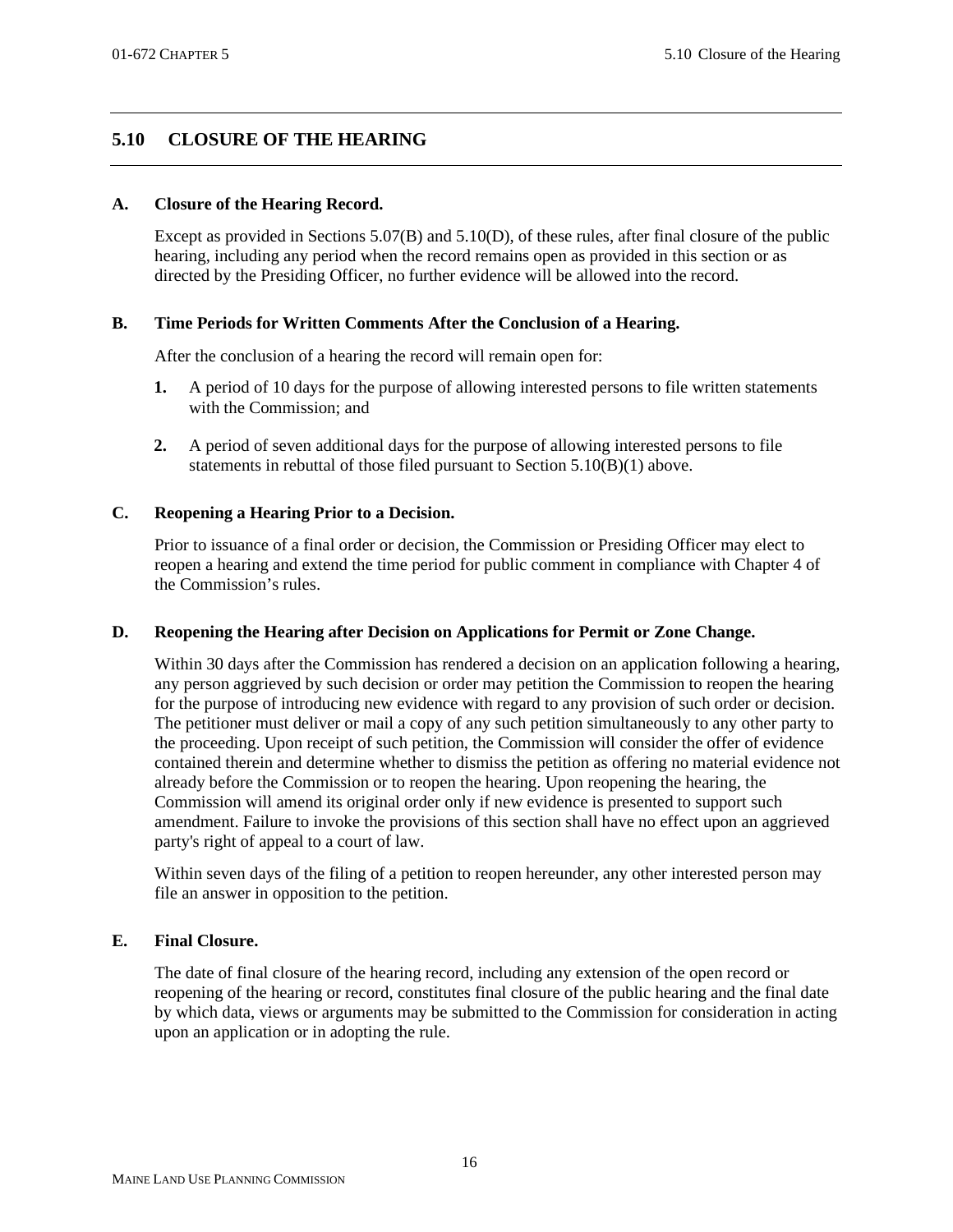## 5.10 CLOSURE OF THE HEARING

### A. Closure of the Hearing Record.

Except as provided in Sections 5.07(B) and 5.10(D), of these rules, after final closure of the public hearing, including any period when the record remains open as provided in this section or as directed by the Presiding Officer, no further evidence will be allowed into the record.

### B. Time Periods for Written Comments After the Conclusion of a Hearing.

After the conclusion of a hearing the record will remain open for:

**1.** A period of 10 days for the purpose of allowing interested persons to file written statements with the Commission; and

**2.** A period of seven additional days for the purpose of allowing interested persons to file statements in rebuttal of those filed pursuant to Section 5.10(B)(1) above.

### C. Reopening a Hearing Prior to a Decision.

Prior to issuance of a final order or decision, the Commission or Presiding Officer may elect to reopen a hearing and extend the time period for public comment in compliance with Chapter 4 of the Commission's rules.

### D. Reopening the Hearing after Decision on Applications for Permit or Zone Change.

Within 30 days after the Commission has rendered a decision on an application following a hearing, any person aggrieved by such decision or order may petition the Commission to reopen the hearing for the purpose of introducing new evidence with regard to any provision of such order or decision. The petitioner must deliver or mail a copy of any such petition simultaneously to any other party to the proceeding. Upon receipt of such petition, the Commission will consider the offer of evidence contained therein and determine whether to dismiss the petition as offering no material evidence not already before the Commission or to reopen the hearing. Upon reopening the hearing, the Commission will amend its original order only if new evidence is presented to support such amendment. Failure to invoke the provisions of this section shall have no effect upon an aggrieved party's right of appeal to a court of law.

Within seven days of the filing of a petition to reopen hereunder, any other interested person may file an answer in opposition to the petition.

### E. Final Closure.

The date of final closure of the hearing record, including any extension of the open record or reopening of the hearing or record, constitutes final closure of the public hearing and the final date by which data, views or arguments may be submitted to the Commission for consideration in acting upon an application or in adopting the rule.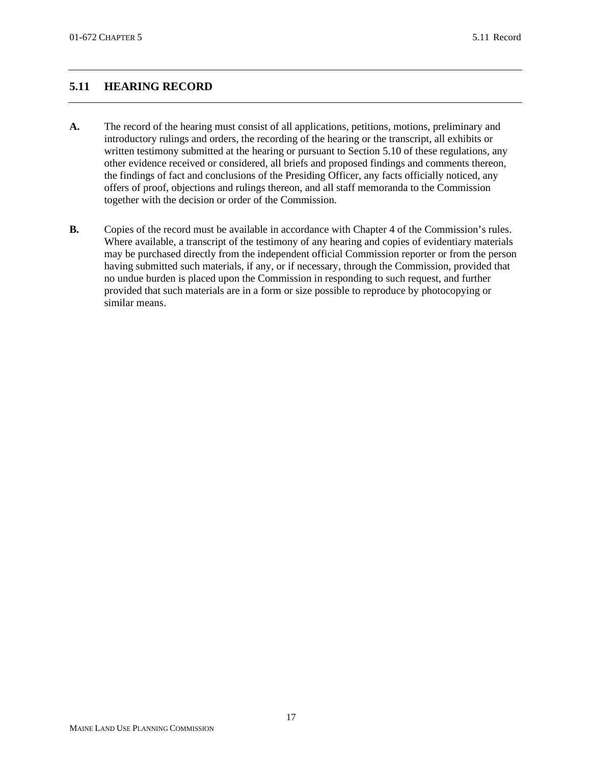## 5.11 HEARING RECORD

**A.** The record of the hearing must consist of all applications, petitions, motions, preliminary and introductory rulings and orders, the recording of the hearing or the transcript, all exhibits or written testimony submitted at the hearing or pursuant to Section 5.10 of these regulations, any other evidence received or considered, all briefs and proposed findings and comments thereon, the findings of fact and conclusions of the Presiding Officer, any facts officially noticed, any offers of proof, objections and rulings thereon, and all staff memoranda to the Commission together with the decision or order of the Commission.

**B.** Copies of the record must be available in accordance with Chapter 4 of the Commission's rules. Where available, a transcript of the testimony of any hearing and copies of evidentiary materials may be purchased directly from the independent official Commission reporter or from the person having submitted such materials, if any, or if necessary, through the Commission, provided that no undue burden is placed upon the Commission in responding to such request, and further provided that such materials are in a form or size possible to reproduce by photocopying or similar means.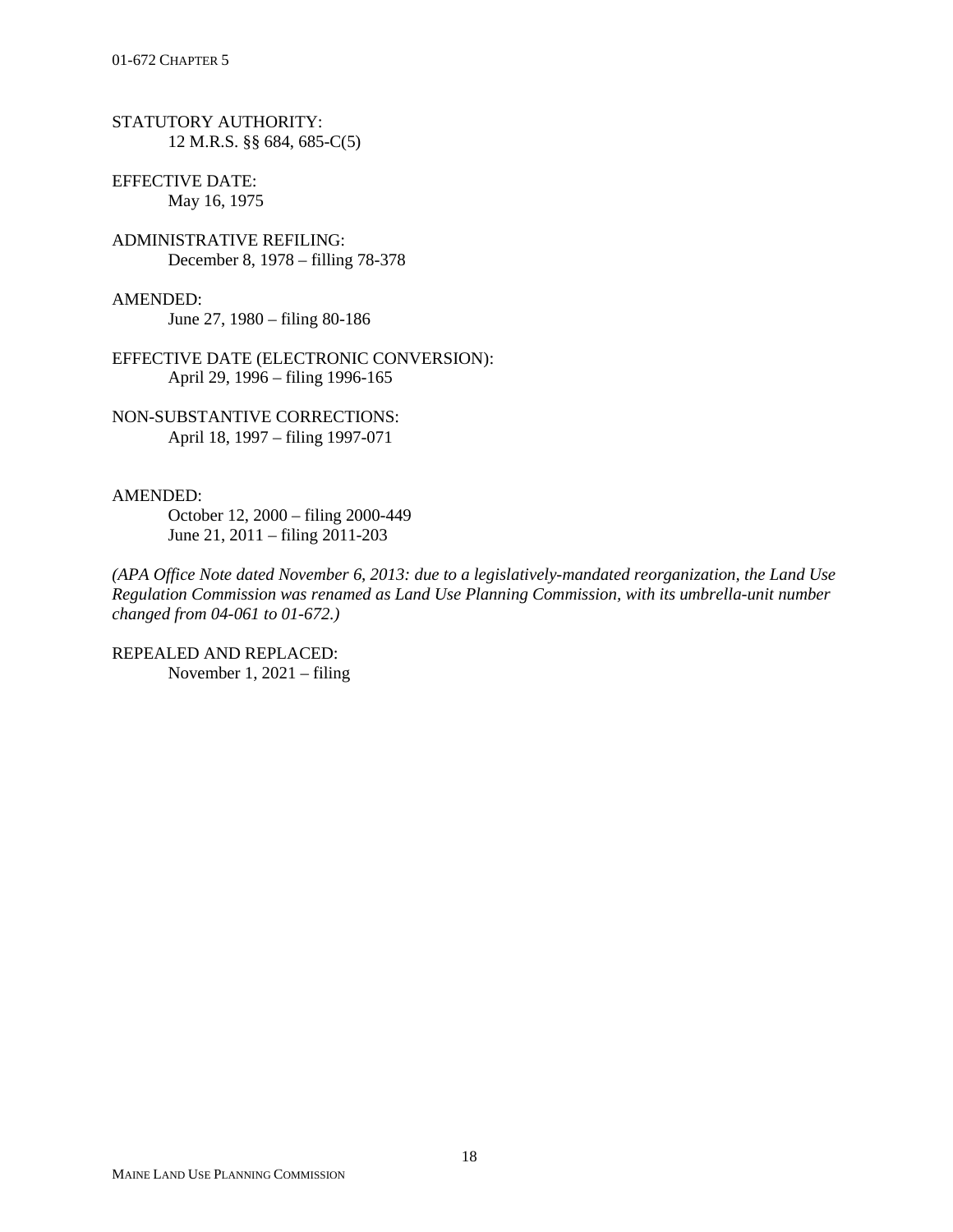STATUTORY AUTHORITY:
12 M.R.S. §§ 684, 685-C(5)

EFFECTIVE DATE:
May 16, 1975

ADMINISTRATIVE REFILING:
December 8, 1978 – filling 78-378

AMENDED:
June 27, 1980 – filing 80-186

EFFECTIVE DATE (ELECTRONIC CONVERSION):
April 29, 1996 – filing 1996-165

NON-SUBSTANTIVE CORRECTIONS:
April 18, 1997 – filing 1997-071

AMENDED:
October 12, 2000 – filing 2000-449
June 21, 2011 – filing 2011-203

*(APA Office Note dated November 6, 2013: due to a legislatively-mandated reorganization, the Land Use Regulation Commission was renamed as Land Use Planning Commission, with its umbrella-unit number changed from 04-061 to 01-672.)*

REPEALED AND REPLACED:
November 1, 2021 – filing